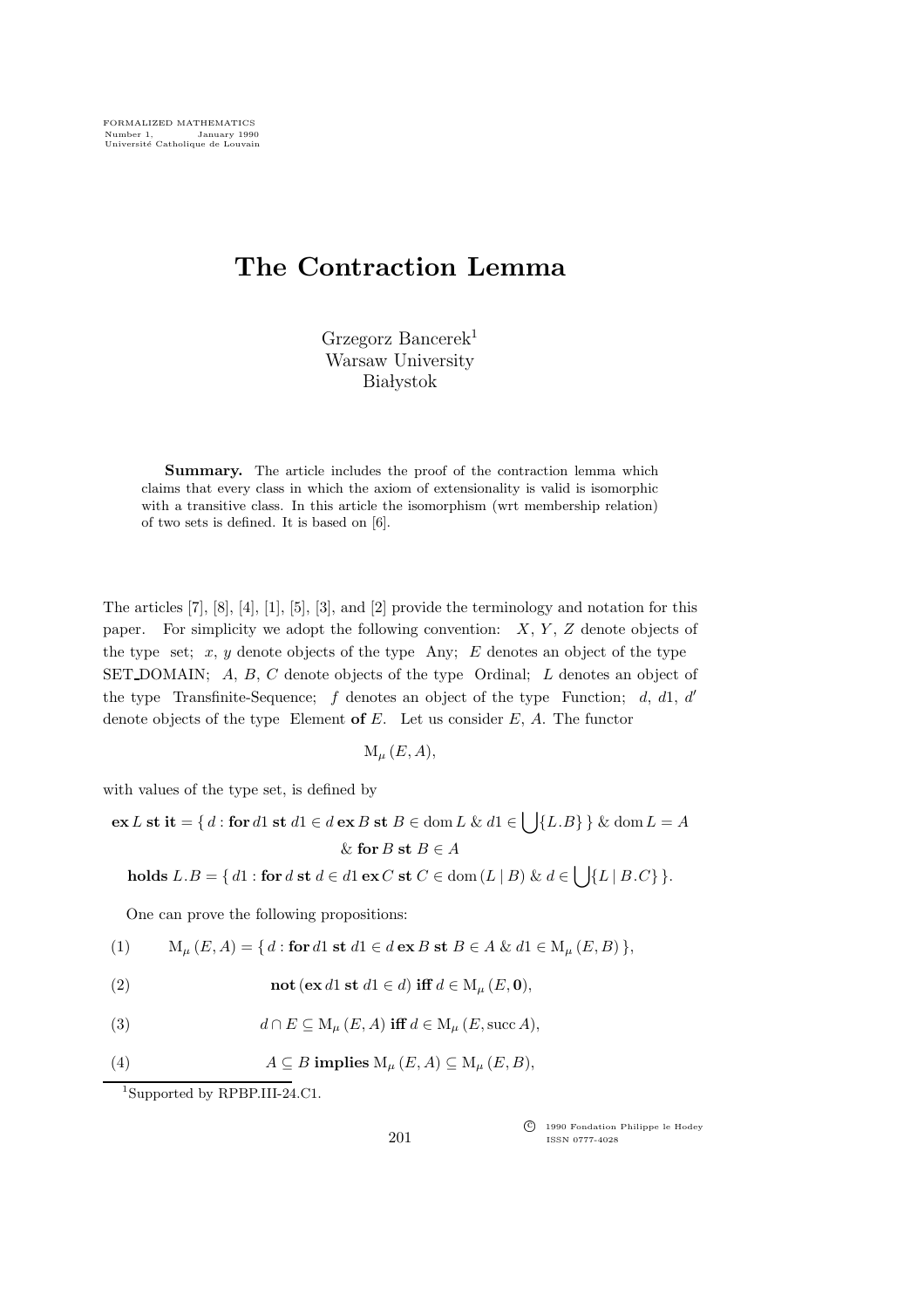# The Contraction Lemma

Grzegorz Bancerek[1]  
Warsaw University  
Białystok

**Summary.** The article includes the proof of the contraction lemma which claims that every class in which the axiom of extensionality is valid is isomorphic with a transitive class. In this article the isomorphism (wrt membership relation) of two sets is defined. It is based on [6].

The articles [7], [8], [4], [1], [5], [3], and [2] provide the terminology and notation for this paper. For simplicity we adopt the following convention: $X$, $Y$, $Z$ denote objects of the type set; $x$, $y$ denote objects of the type Any; $E$ denotes an object of the type SET_DOMAIN; $A$, $B$, $C$ denote objects of the type Ordinal; $L$ denotes an object of the type Transfinite-Sequence; $f$ denotes an object of the type Function; $d$, $d1$, $d'$ denote objects of the type Element **of** $E$. Let us consider $E$, $A$. The functor

$$\mathrm{M}_{\mu}(E, A),$$

with values of the type set, is defined by

$$\textbf{ex}\, L \textbf{ st it} = \{\, d : \textbf{for}\, d1 \textbf{ st } d1 \in d \textbf{ ex}\, B \textbf{ st } B \in \mathrm{dom}\, L \,\&\, d1 \in \bigcup\{L.B\}\,\} \,\&\, \mathrm{dom}\, L = A$$
$$\&\ \textbf{for}\, B \textbf{ st } B \in A$$
$$\textbf{holds}\ L.B = \{\, d1 : \textbf{for}\, d \textbf{ st } d \in d1 \textbf{ ex}\, C \textbf{ st } C \in \mathrm{dom}\,(L \mid B) \,\&\, d \in \bigcup\{L \mid B.C\}\,\}.$$

One can prove the following propositions:

(1) $\mathrm{M}_{\mu}(E, A) = \{\, d : \textbf{for}\, d1 \textbf{ st } d1 \in d \textbf{ ex}\, B \textbf{ st } B \in A \,\&\, d1 \in \mathrm{M}_{\mu}(E, B)\,\}$,

(2) $\textbf{not}\,(\textbf{ex}\, d1 \textbf{ st } d1 \in d) \textbf{ iff } d \in \mathrm{M}_{\mu}(E, \mathbf{0})$,

(3) $d \cap E \subseteq \mathrm{M}_{\mu}(E, A) \textbf{ iff } d \in \mathrm{M}_{\mu}(E, \mathrm{succ}\, A)$,

(4) $A \subseteq B \textbf{ implies } \mathrm{M}_{\mu}(E, A) \subseteq \mathrm{M}_{\mu}(E, B)$,

[1] Supported by RPBP.III-24.C1.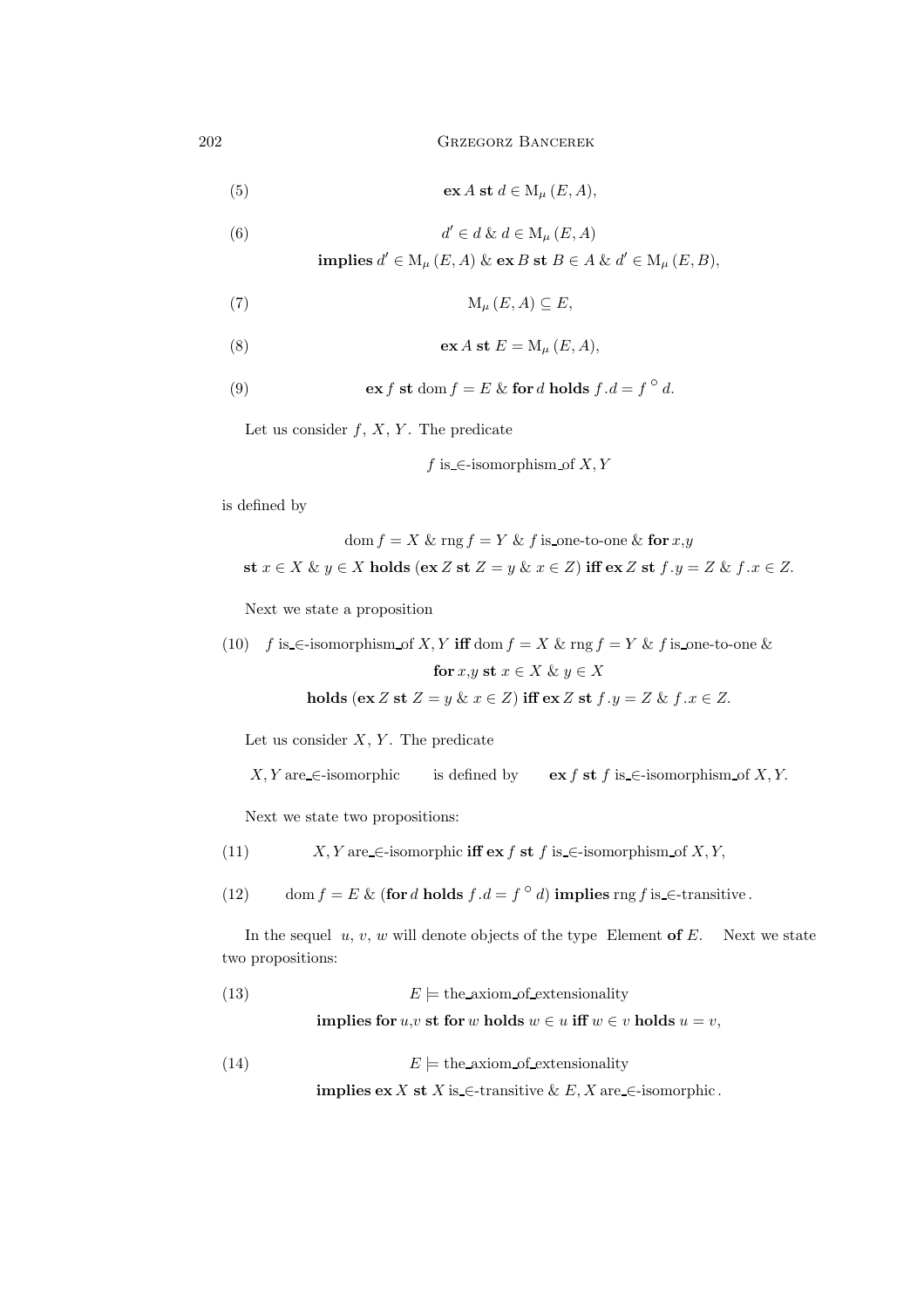$$\textbf{ex}\, A\ \textbf{st}\ d \in \mathrm{M}_{\mu}\,(E, A), \tag{5}$$

$$d' \in d\ \&\ d \in \mathrm{M}_{\mu}\,(E, A) \tag{6}$$
$$\textbf{implies}\ d' \in \mathrm{M}_{\mu}\,(E, A)\ \&\ \textbf{ex}\, B\ \textbf{st}\ B \in A\ \&\ d' \in \mathrm{M}_{\mu}\,(E, B),$$

$$\mathrm{M}_{\mu}\,(E, A) \subseteq E, \tag{7}$$

$$\textbf{ex}\, A\ \textbf{st}\ E = \mathrm{M}_{\mu}\,(E, A), \tag{8}$$

$$\textbf{ex}\, f\ \textbf{st}\ \mathrm{dom}\, f = E\ \&\ \textbf{for}\, d\ \textbf{holds}\ f.d = f\ ^{\circ}\ d. \tag{9}$$

Let us consider $f$, $X$, $Y$. The predicate

$$f \text{ is\_}\in\text{-isomorphism\_of } X, Y$$

is defined by

$$\mathrm{dom}\, f = X\ \&\ \mathrm{rng}\, f = Y\ \&\ f \text{ is\_one-to-one}\ \&\ \textbf{for}\, x,y$$
$$\textbf{st}\ x \in X\ \&\ y \in X\ \textbf{holds}\ (\textbf{ex}\, Z\ \textbf{st}\ Z = y\ \&\ x \in Z)\ \textbf{iff}\ \textbf{ex}\, Z\ \textbf{st}\ f.y = Z\ \&\ f.x \in Z.$$

Next we state a proposition

$$f \text{ is\_}\in\text{-isomorphism\_of } X, Y\ \textbf{iff}\ \mathrm{dom}\, f = X\ \&\ \mathrm{rng}\, f = Y\ \&\ f \text{ is\_one-to-one}\ \& \tag{10}$$
$$\textbf{for}\, x,y\ \textbf{st}\ x \in X\ \&\ y \in X$$
$$\textbf{holds}\ (\textbf{ex}\, Z\ \textbf{st}\ Z = y\ \&\ x \in Z)\ \textbf{iff}\ \textbf{ex}\, Z\ \textbf{st}\ f.y = Z\ \&\ f.x \in Z.$$

Let us consider $X$, $Y$. The predicate

$X, Y$ are\_$\in$-isomorphic  is defined by  $\textbf{ex}\, f\ \textbf{st}\ f$ is\_$\in$-isomorphism\_of $X, Y$.

Next we state two propositions:

$$X, Y \text{ are\_}\in\text{-isomorphic}\ \textbf{iff}\ \textbf{ex}\, f\ \textbf{st}\ f \text{ is\_}\in\text{-isomorphism\_of } X, Y, \tag{11}$$

$$\mathrm{dom}\, f = E\ \&\ (\textbf{for}\, d\ \textbf{holds}\ f.d = f\ ^{\circ}\ d)\ \textbf{implies}\ \mathrm{rng}\, f \text{ is\_}\in\text{-transitive}. \tag{12}$$

In the sequel $u$, $v$, $w$ will denote objects of the type Element **of** $E$. Next we state two propositions:

$$E \models \text{the\_axiom\_of\_extensionality} \tag{13}$$
$$\textbf{implies for}\, u,v\ \textbf{st for}\, w\ \textbf{holds}\ w \in u\ \textbf{iff}\ w \in v\ \textbf{holds}\ u = v,$$

$$E \models \text{the\_axiom\_of\_extensionality} \tag{14}$$
$$\textbf{implies ex}\, X\ \textbf{st}\ X \text{ is\_}\in\text{-transitive}\ \&\ E, X \text{ are\_}\in\text{-isomorphic}.$$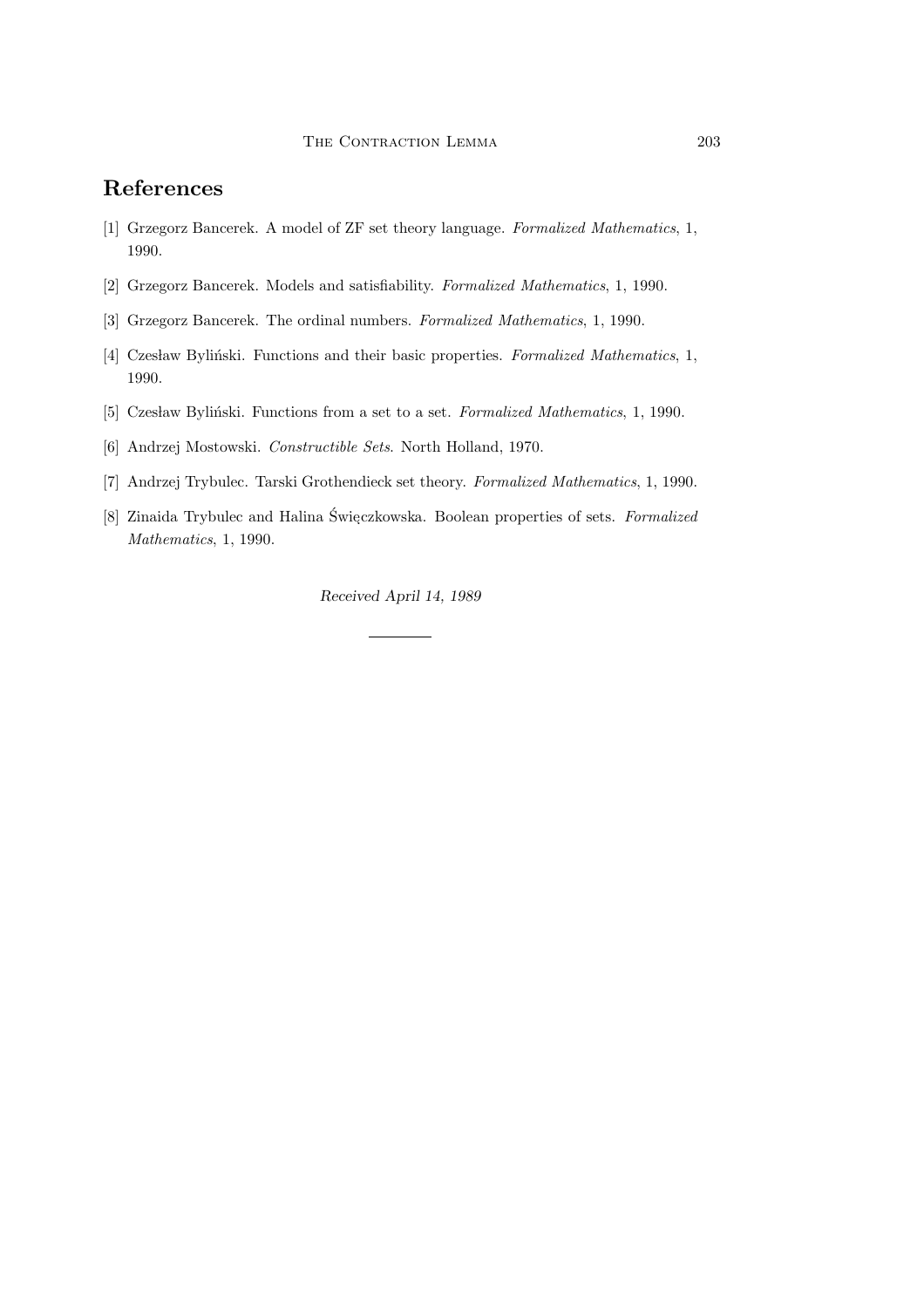## References

[1] Grzegorz Bancerek. A model of ZF set theory language. *Formalized Mathematics*, 1, 1990.

[2] Grzegorz Bancerek. Models and satisfiability. *Formalized Mathematics*, 1, 1990.

[3] Grzegorz Bancerek. The ordinal numbers. *Formalized Mathematics*, 1, 1990.

[4] Czesław Byliński. Functions and their basic properties. *Formalized Mathematics*, 1, 1990.

[5] Czesław Byliński. Functions from a set to a set. *Formalized Mathematics*, 1, 1990.

[6] Andrzej Mostowski. *Constructible Sets*. North Holland, 1970.

[7] Andrzej Trybulec. Tarski Grothendieck set theory. *Formalized Mathematics*, 1, 1990.

[8] Zinaida Trybulec and Halina Święczkowska. Boolean properties of sets. *Formalized Mathematics*, 1, 1990.

*Received April 14, 1989*